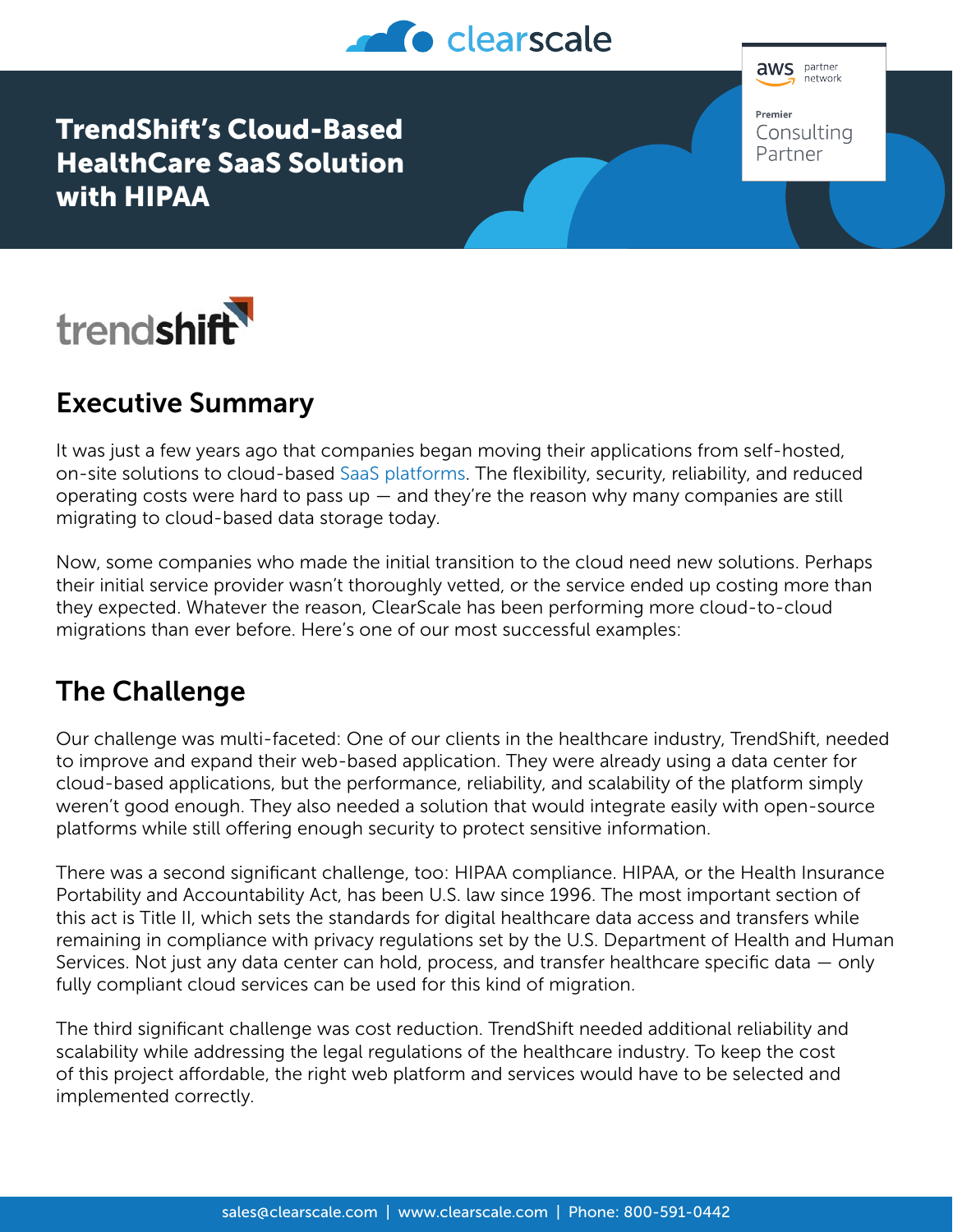# TrendShift's Cloud-Based HealthCare SaaS Solution with HIPAA

## Executive Summary

It was just a few years ago that companies began moving their applications from self-hosted, on-site solutions to cloud-based SaaS platforms. The flexibility, security, reliability, and reduced operating costs were hard to pass up — and they're the reason why many companies are still migrating to cloud-based data storage today.

Now, some companies who made the initial transition to the cloud need new solutions. Perhaps their initial service provider wasn't thoroughly vetted, or the service ended up costing more than they expected. Whatever the reason, ClearScale has been performing more cloud-to-cloud migrations than ever before. Here's one of our most successful examples:

## The Challenge

Our challenge was multi-faceted: One of our clients in the healthcare industry, TrendShift, needed to improve and expand their web-based application. They were already using a data center for cloud-based applications, but the performance, reliability, and scalability of the platform simply weren't good enough. They also needed a solution that would integrate easily with open-source platforms while still offering enough security to protect sensitive information.

There was a second significant challenge, too: HIPAA compliance. HIPAA, or the Health Insurance Portability and Accountability Act, has been U.S. law since 1996. The most important section of this act is Title II, which sets the standards for digital healthcare data access and transfers while remaining in compliance with privacy regulations set by the U.S. Department of Health and Human Services. Not just any data center can hold, process, and transfer healthcare specific data — only fully compliant cloud services can be used for this kind of migration.

The third significant challenge was cost reduction. TrendShift needed additional reliability and scalability while addressing the legal regulations of the healthcare industry. To keep the cost of this project affordable, the right web platform and services would have to be selected and implemented correctly.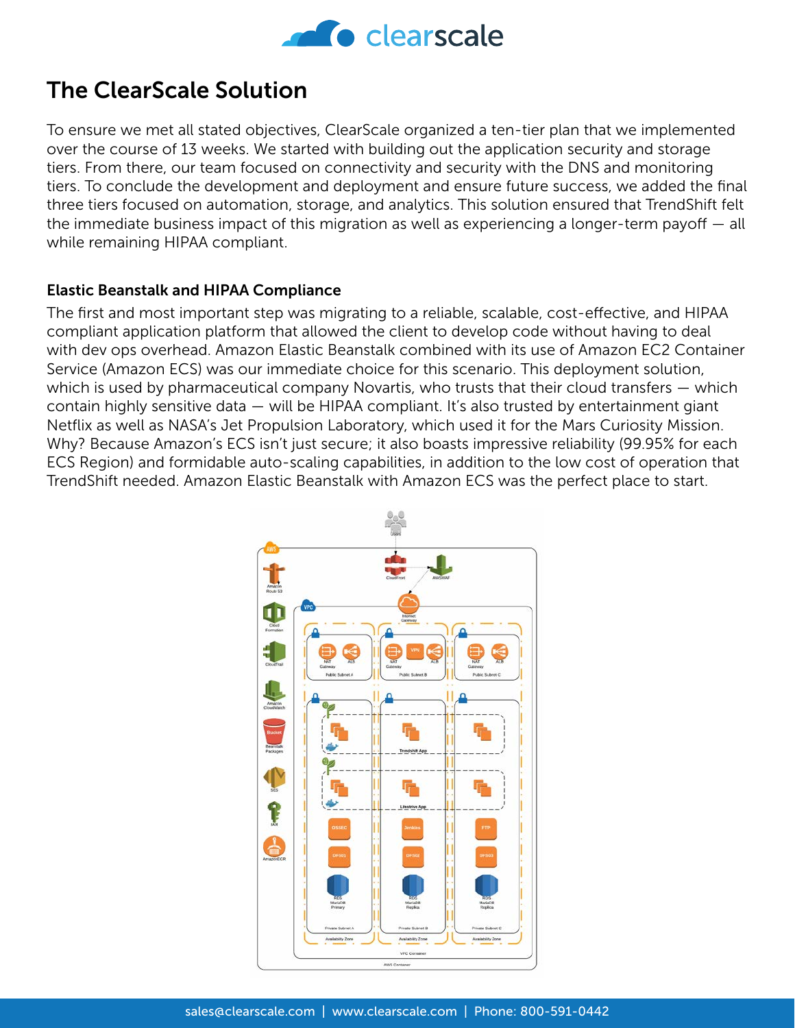# The ClearScale Solution

To ensure we met all stated objectives, ClearScale organized a ten-tier plan that we implemented over the course of 13 weeks. We started with building out the application security and storage tiers. From there, our team focused on connectivity and security with the DNS and monitoring tiers. To conclude the development and deployment and ensure future success, we added the final three tiers focused on automation, storage, and analytics. This solution ensured that TrendShift felt the immediate business impact of this migration as well as experiencing a longer-term payoff — all while remaining HIPAA compliant.

### Elastic Beanstalk and HIPAA Compliance

The first and most important step was migrating to a reliable, scalable, cost-effective, and HIPAA compliant application platform that allowed the client to develop code without having to deal with dev ops overhead. Amazon Elastic Beanstalk combined with its use of Amazon EC2 Container Service (Amazon ECS) was our immediate choice for this scenario. This deployment solution, which is used by pharmaceutical company Novartis, who trusts that their cloud transfers — which contain highly sensitive data — will be HIPAA compliant. It's also trusted by entertainment giant Netflix as well as NASA's Jet Propulsion Laboratory, which used it for the Mars Curiosity Mission. Why? Because Amazon's ECS isn't just secure; it also boasts impressive reliability (99.95% for each ECS Region) and formidable auto-scaling capabilities, in addition to the low cost of operation that TrendShift needed. Amazon Elastic Beanstalk with Amazon ECS was the perfect place to start.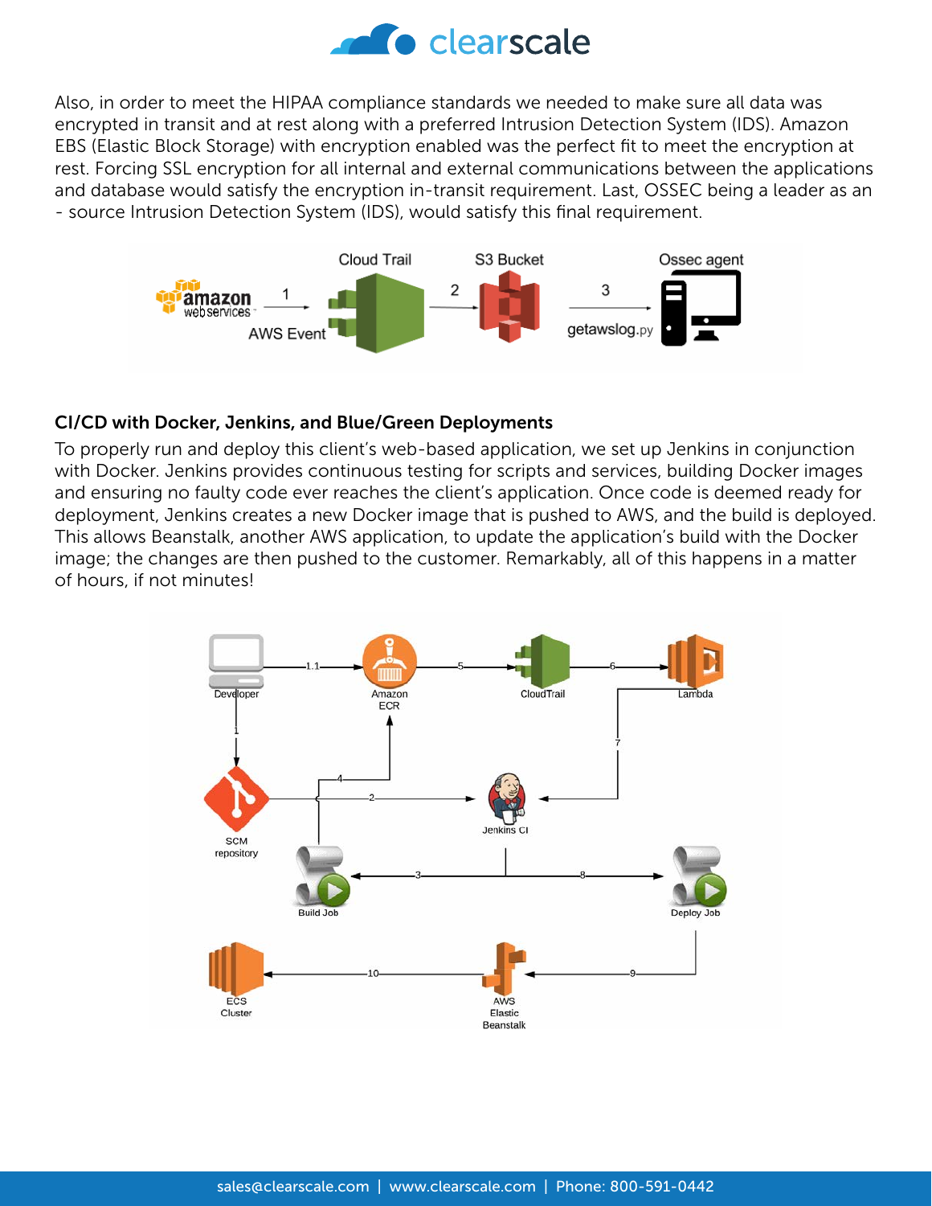Also, in order to meet the HIPAA compliance standards we needed to make sure all data was encrypted in transit and at rest along with a preferred Intrusion Detection System (IDS). Amazon EBS (Elastic Block Storage) with encryption enabled was the perfect fit to meet the encryption at rest. Forcing SSL encryption for all internal and external communications between the applications and database would satisfy the encryption in-transit requirement. Last, OSSEC being a leader as an - source Intrusion Detection System (IDS), would satisfy this final requirement.

## CI/CD with Docker, Jenkins, and Blue/Green Deployments

To properly run and deploy this client's web-based application, we set up Jenkins in conjunction with Docker. Jenkins provides continuous testing for scripts and services, building Docker images and ensuring no faulty code ever reaches the client's application. Once code is deemed ready for deployment, Jenkins creates a new Docker image that is pushed to AWS, and the build is deployed. This allows Beanstalk, another AWS application, to update the application's build with the Docker image; the changes are then pushed to the customer. Remarkably, all of this happens in a matter of hours, if not minutes!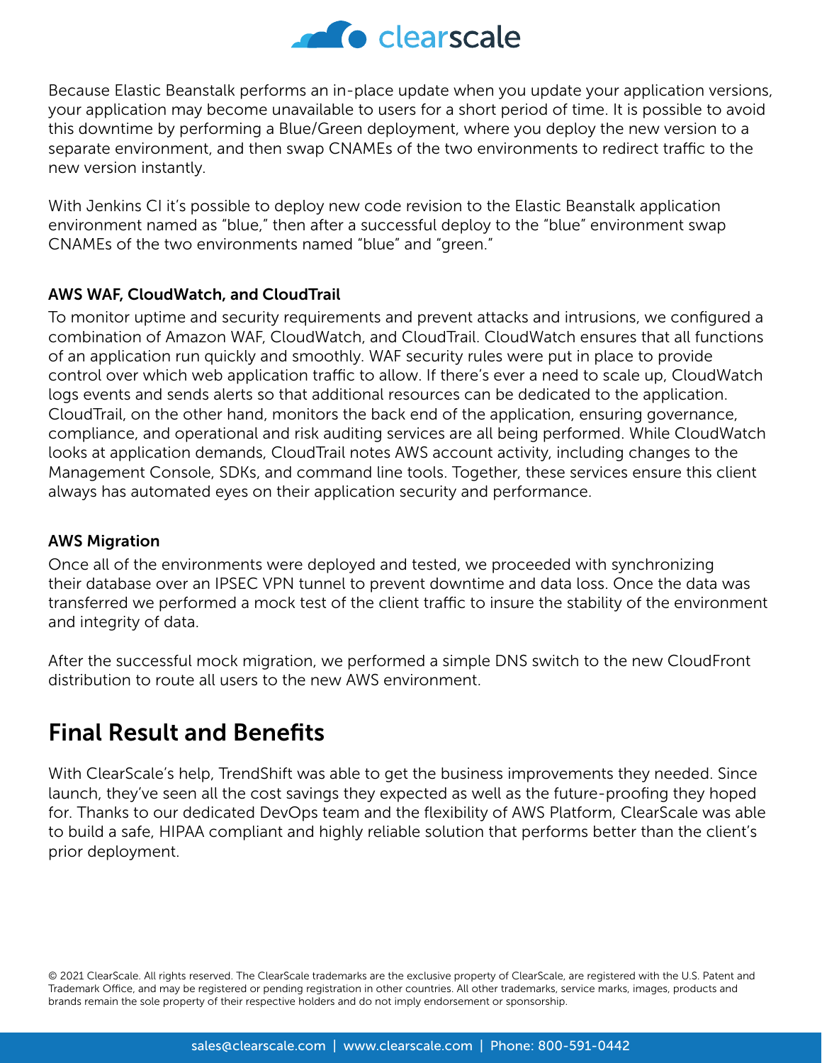Because Elastic Beanstalk performs an in-place update when you update your application versions, your application may become unavailable to users for a short period of time. It is possible to avoid this downtime by performing a Blue/Green deployment, where you deploy the new version to a separate environment, and then swap CNAMEs of the two environments to redirect traffic to the new version instantly.

With Jenkins CI it's possible to deploy new code revision to the Elastic Beanstalk application environment named as "blue," then after a successful deploy to the "blue" environment swap CNAMEs of the two environments named "blue" and "green."

### AWS WAF, CloudWatch, and CloudTrail

To monitor uptime and security requirements and prevent attacks and intrusions, we configured a combination of Amazon WAF, CloudWatch, and CloudTrail. CloudWatch ensures that all functions of an application run quickly and smoothly. WAF security rules were put in place to provide control over which web application traffic to allow. If there's ever a need to scale up, CloudWatch logs events and sends alerts so that additional resources can be dedicated to the application. CloudTrail, on the other hand, monitors the back end of the application, ensuring governance, compliance, and operational and risk auditing services are all being performed. While CloudWatch looks at application demands, CloudTrail notes AWS account activity, including changes to the Management Console, SDKs, and command line tools. Together, these services ensure this client always has automated eyes on their application security and performance.

### AWS Migration

Once all of the environments were deployed and tested, we proceeded with synchronizing their database over an IPSEC VPN tunnel to prevent downtime and data loss. Once the data was transferred we performed a mock test of the client traffic to insure the stability of the environment and integrity of data.

After the successful mock migration, we performed a simple DNS switch to the new CloudFront distribution to route all users to the new AWS environment.

## Final Result and Benefits

With ClearScale's help, TrendShift was able to get the business improvements they needed. Since launch, they've seen all the cost savings they expected as well as the future-proofing they hoped for. Thanks to our dedicated DevOps team and the flexibility of AWS Platform, ClearScale was able to build a safe, HIPAA compliant and highly reliable solution that performs better than the client's prior deployment.

© 2021 ClearScale. All rights reserved. The ClearScale trademarks are the exclusive property of ClearScale, are registered with the U.S. Patent and Trademark Office, and may be registered or pending registration in other countries. All other trademarks, service marks, images, products and brands remain the sole property of their respective holders and do not imply endorsement or sponsorship.

sales@clearscale.com | www.clearscale.com | Phone: 800-591-0442